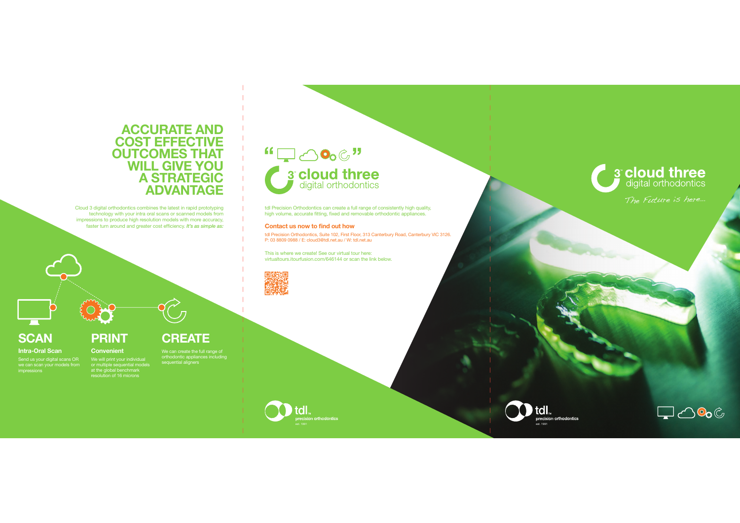# ACCURATE AND COST EFFECTIVE OUTCOMES THAT WILL GIVE YOU A STRATEGIC ADVANTAGE

Cloud 3 digital orthodontics combines the latest in rapid prototyping technology with your intra oral scans or scanned models from impressions to produce high resolution models with more accuracy, faster turn around and greater cost efficiency. *It's as simple as:*

## SCAN

**Intra-Oral Scan**

Send us your digital scans OR we can scan your models from impressions

## PRINT

**Convenient**

We will print your individual or multiple sequential models at the global benchmark resolution of 16 microns

## CREATE

We can create the full range of orthodontic appliances including sequential aligners

---

# 3 cloud three

digital orthodontics

tdl Precision Orthodontics can create a full range of consistently high quality, high volume, accurate fitting, fixed and removable orthodontic appliances.

**Contact us now to find out how**

tdl Precision Orthodontics, Suite 102, First Floor, 313 Canterbury Road, Canterbury VIC 3126.
P: 03 8809 0988 / E: cloud3@tdl.net.au / W: tdl.net.au

This is where we create! See our virtual tour here:
virtualtours.itourfusion.com/646144 or scan the link below.

tdl™ precision orthodontics
est. 1991

---

# 3 cloud three

digital orthodontics

*The Future is here...*

tdl™ precision orthodontics
est. 1991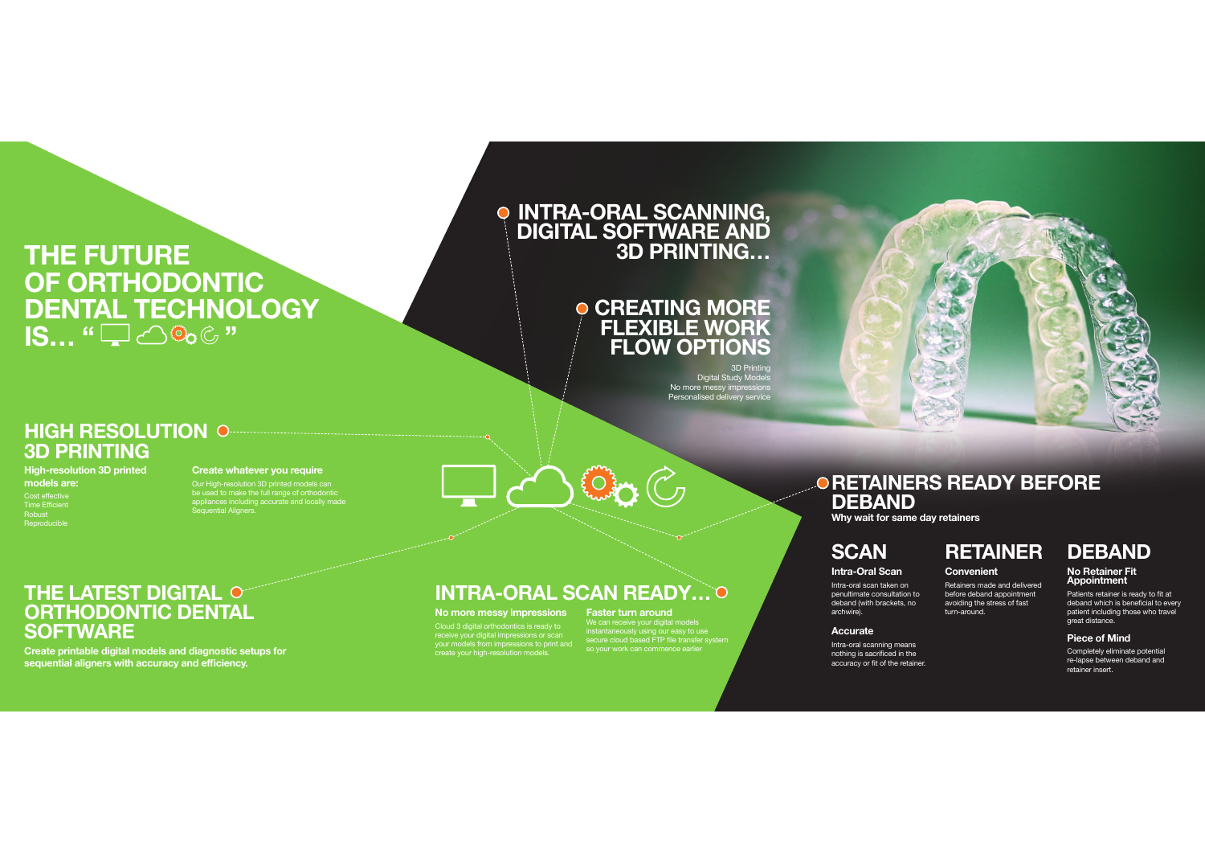# THE FUTURE OF ORTHODONTIC DENTAL TECHNOLOGY IS... " "

## INTRA-ORAL SCANNING, DIGITAL SOFTWARE AND 3D PRINTING...

## CREATING MORE FLEXIBLE WORK FLOW OPTIONS

3D Printing
Digital Study Models
No more messy impressions
Personalised delivery service

## HIGH RESOLUTION 3D PRINTING

**High-resolution 3D printed models are:**

Cost effective
Time Efficient
Robust
Reproducible

**Create whatever you require**

Our High-resolution 3D printed models can be used to make the full range of orthodontic appliances including accurate and locally made Sequential Aligners.

## THE LATEST DIGITAL ORTHODONTIC DENTAL SOFTWARE

**Create printable digital models and diagnostic setups for sequential aligners with accuracy and efficiency.**

## INTRA-ORAL SCAN READY...

**No more messy impressions**

Cloud 3 digital orthodontics is ready to receive your digital impressions or scan your models from impressions to print and create your high-resolution models.

**Faster turn around**

We can receive your digital models instantaneously using our easy to use secure cloud based FTP file transfer system so your work can commence earlier

## RETAINERS READY BEFORE DEBAND

**Why wait for same day retainers**

### SCAN

**Intra-Oral Scan**

Intra-oral scan taken on penultimate consultation to deband (with brackets, no archwire).

**Accurate**

Intra-oral scanning means nothing is sacrificed in the accuracy or fit of the retainer.

### RETAINER

**Convenient**

Retainers made and delivered before deband appointment avoiding the stress of fast turn-around.

### DEBAND

**No Retainer Fit Appointment**

Patients retainer is ready to fit at deband which is beneficial to every patient including those who travel great distance.

**Piece of Mind**

Completely eliminate potential re-lapse between deband and retainer insert.